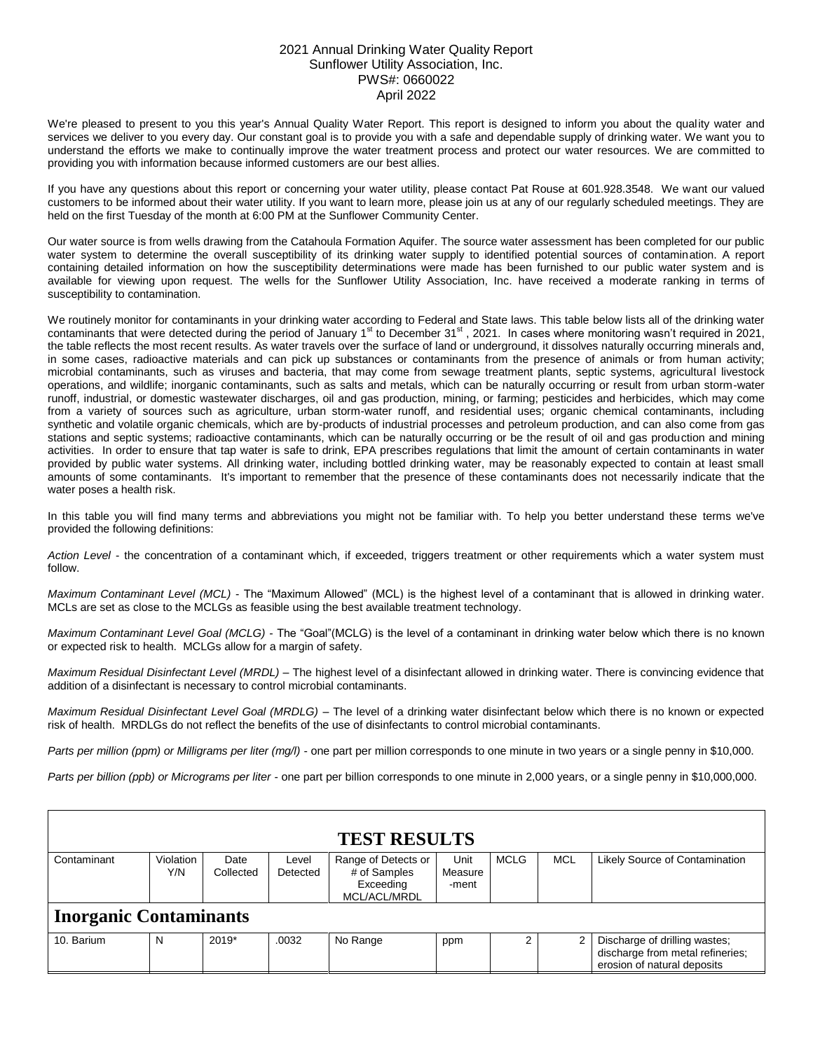# 2021 Annual Drinking Water Quality Report
## Sunflower Utility Association, Inc.
### PWS#: 0660022
### April 2022

We're pleased to present to you this year's Annual Quality Water Report. This report is designed to inform you about the quality water and services we deliver to you every day. Our constant goal is to provide you with a safe and dependable supply of drinking water. We want you to understand the efforts we make to continually improve the water treatment process and protect our water resources. We are committed to providing you with information because informed customers are our best allies.

If you have any questions about this report or concerning your water utility, please contact Pat Rouse at 601.928.3548. We want our valued customers to be informed about their water utility. If you want to learn more, please join us at any of our regularly scheduled meetings. They are held on the first Tuesday of the month at 6:00 PM at the Sunflower Community Center.

Our water source is from wells drawing from the Catahoula Formation Aquifer. The source water assessment has been completed for our public water system to determine the overall susceptibility of its drinking water supply to identified potential sources of contamination. A report containing detailed information on how the susceptibility determinations were made has been furnished to our public water system and is available for viewing upon request. The wells for the Sunflower Utility Association, Inc. have received a moderate ranking in terms of susceptibility to contamination.

We routinely monitor for contaminants in your drinking water according to Federal and State laws. This table below lists all of the drinking water contaminants that were detected during the period of January 1st to December 31st, 2021. In cases where monitoring wasn't required in 2021, the table reflects the most recent results. As water travels over the surface of land or underground, it dissolves naturally occurring minerals and, in some cases, radioactive materials and can pick up substances or contaminants from the presence of animals or from human activity; microbial contaminants, such as viruses and bacteria, that may come from sewage treatment plants, septic systems, agricultural livestock operations, and wildlife; inorganic contaminants, such as salts and metals, which can be naturally occurring or result from urban storm-water runoff, industrial, or domestic wastewater discharges, oil and gas production, mining, or farming; pesticides and herbicides, which may come from a variety of sources such as agriculture, urban storm-water runoff, and residential uses; organic chemical contaminants, including synthetic and volatile organic chemicals, which are by-products of industrial processes and petroleum production, and can also come from gas stations and septic systems; radioactive contaminants, which can be naturally occurring or be the result of oil and gas production and mining activities. In order to ensure that tap water is safe to drink, EPA prescribes regulations that limit the amount of certain contaminants in water provided by public water systems. All drinking water, including bottled drinking water, may be reasonably expected to contain at least small amounts of some contaminants. It's important to remember that the presence of these contaminants does not necessarily indicate that the water poses a health risk.

In this table you will find many terms and abbreviations you might not be familiar with. To help you better understand these terms we've provided the following definitions:

*Action Level* - the concentration of a contaminant which, if exceeded, triggers treatment or other requirements which a water system must follow.

*Maximum Contaminant Level (MCL)* - The "Maximum Allowed" (MCL) is the highest level of a contaminant that is allowed in drinking water. MCLs are set as close to the MCLGs as feasible using the best available treatment technology.

*Maximum Contaminant Level Goal (MCLG)* - The "Goal"(MCLG) is the level of a contaminant in drinking water below which there is no known or expected risk to health. MCLGs allow for a margin of safety.

*Maximum Residual Disinfectant Level (MRDL)* – The highest level of a disinfectant allowed in drinking water. There is convincing evidence that addition of a disinfectant is necessary to control microbial contaminants.

*Maximum Residual Disinfectant Level Goal (MRDLG)* – The level of a drinking water disinfectant below which there is no known or expected risk of health. MRDLGs do not reflect the benefits of the use of disinfectants to control microbial contaminants.

*Parts per million (ppm) or Milligrams per liter (mg/l)* - one part per million corresponds to one minute in two years or a single penny in $10,000.

*Parts per billion (ppb) or Micrograms per liter* - one part per billion corresponds to one minute in 2,000 years, or a single penny in $10,000,000.

**TEST RESULTS**

| Contaminant | Violation Y/N | Date Collected | Level Detected | Range of Detects or # of Samples Exceeding MCL/ACL/MRDL | Unit Measure -ment | MCLG | MCL | Likely Source of Contamination |
|---|---|---|---|---|---|---|---|---|
| **Inorganic Contaminants** | | | | | | | | |
| 10. Barium | N | 2019* | .0032 | No Range | ppm | 2 | 2 | Discharge of drilling wastes; discharge from metal refineries; erosion of natural deposits |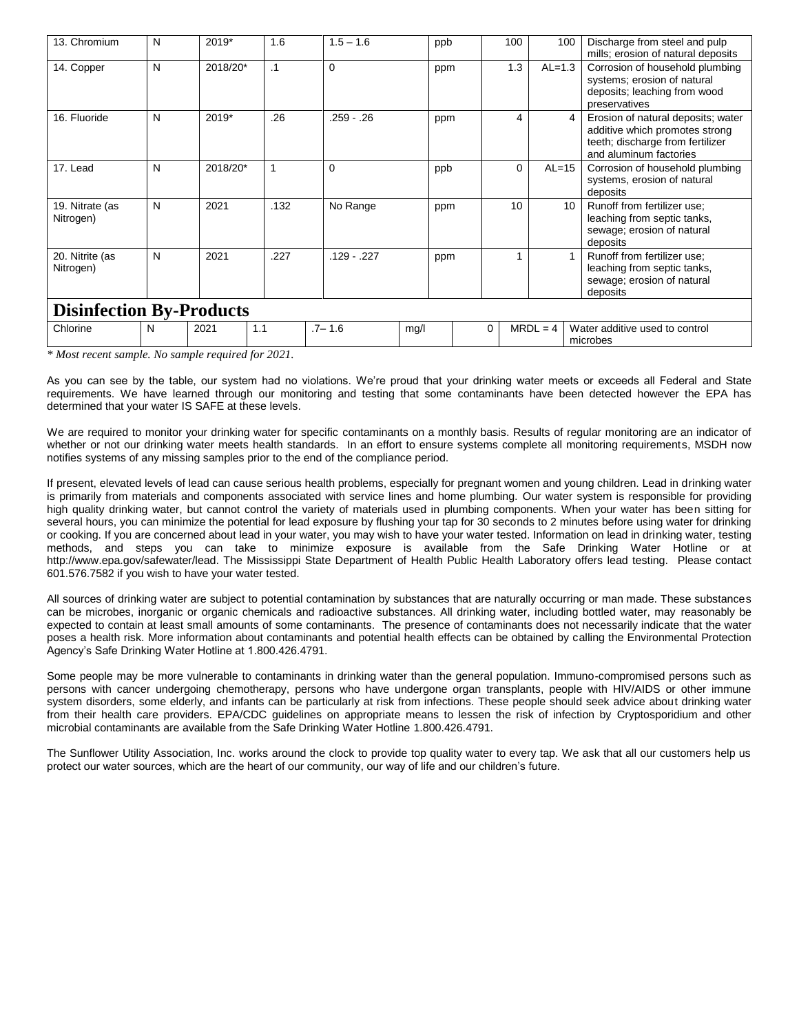| | | | | | | | | |
|---|---|---|---|---|---|---|---|---|
| 13. Chromium | N | 2019* | 1.6 | 1.5 – 1.6 | ppb | 100 | 100 | Discharge from steel and pulp mills; erosion of natural deposits |
| 14. Copper | N | 2018/20* | .1 | 0 | ppm | 1.3 | AL=1.3 | Corrosion of household plumbing systems; erosion of natural deposits; leaching from wood preservatives |
| 16. Fluoride | N | 2019* | .26 | .259 - .26 | ppm | 4 | 4 | Erosion of natural deposits; water additive which promotes strong teeth; discharge from fertilizer and aluminum factories |
| 17. Lead | N | 2018/20* | 1 | 0 | ppb | 0 | AL=15 | Corrosion of household plumbing systems, erosion of natural deposits |
| 19. Nitrate (as Nitrogen) | N | 2021 | .132 | No Range | ppm | 10 | 10 | Runoff from fertilizer use; leaching from septic tanks, sewage; erosion of natural deposits |
| 20. Nitrite (as Nitrogen) | N | 2021 | .227 | .129 - .227 | ppm | 1 | 1 | Runoff from fertilizer use; leaching from septic tanks, sewage; erosion of natural deposits |
| **Disinfection By-Products** | | | | | | | | |
| Chlorine | N | 2021 | 1.1 | .7– 1.6 | mg/l | 0 | MRDL = 4 | Water additive used to control microbes |

*\* Most recent sample. No sample required for 2021.*

As you can see by the table, our system had no violations. We're proud that your drinking water meets or exceeds all Federal and State requirements. We have learned through our monitoring and testing that some contaminants have been detected however the EPA has determined that your water IS SAFE at these levels.

We are required to monitor your drinking water for specific contaminants on a monthly basis. Results of regular monitoring are an indicator of whether or not our drinking water meets health standards. In an effort to ensure systems complete all monitoring requirements, MSDH now notifies systems of any missing samples prior to the end of the compliance period.

If present, elevated levels of lead can cause serious health problems, especially for pregnant women and young children. Lead in drinking water is primarily from materials and components associated with service lines and home plumbing. Our water system is responsible for providing high quality drinking water, but cannot control the variety of materials used in plumbing components. When your water has been sitting for several hours, you can minimize the potential for lead exposure by flushing your tap for 30 seconds to 2 minutes before using water for drinking or cooking. If you are concerned about lead in your water, you may wish to have your water tested. Information on lead in drinking water, testing methods, and steps you can take to minimize exposure is available from the Safe Drinking Water Hotline or at http://www.epa.gov/safewater/lead. The Mississippi State Department of Health Public Health Laboratory offers lead testing. Please contact 601.576.7582 if you wish to have your water tested.

All sources of drinking water are subject to potential contamination by substances that are naturally occurring or man made. These substances can be microbes, inorganic or organic chemicals and radioactive substances. All drinking water, including bottled water, may reasonably be expected to contain at least small amounts of some contaminants. The presence of contaminants does not necessarily indicate that the water poses a health risk. More information about contaminants and potential health effects can be obtained by calling the Environmental Protection Agency's Safe Drinking Water Hotline at 1.800.426.4791.

Some people may be more vulnerable to contaminants in drinking water than the general population. Immuno-compromised persons such as persons with cancer undergoing chemotherapy, persons who have undergone organ transplants, people with HIV/AIDS or other immune system disorders, some elderly, and infants can be particularly at risk from infections. These people should seek advice about drinking water from their health care providers. EPA/CDC guidelines on appropriate means to lessen the risk of infection by Cryptosporidium and other microbial contaminants are available from the Safe Drinking Water Hotline 1.800.426.4791.

The Sunflower Utility Association, Inc. works around the clock to provide top quality water to every tap. We ask that all our customers help us protect our water sources, which are the heart of our community, our way of life and our children's future.